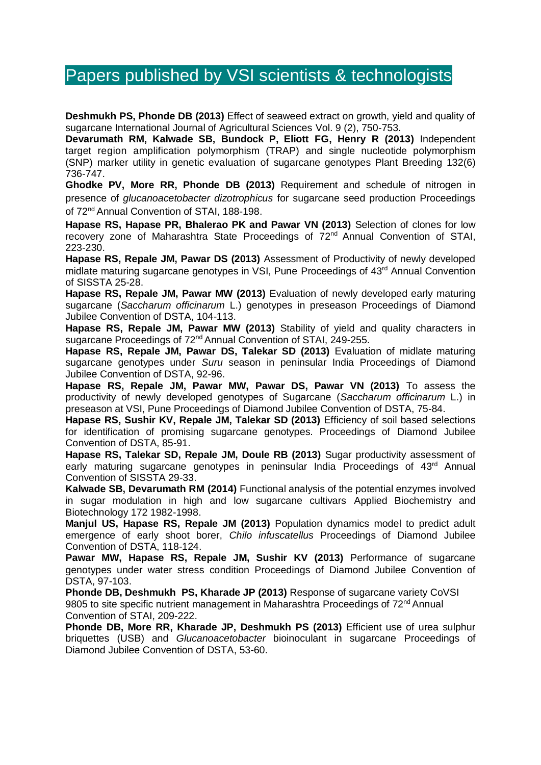# Papers published by VSI scientists & technologists

**Deshmukh PS, Phonde DB (2013)** Effect of seaweed extract on growth, yield and quality of sugarcane International Journal of Agricultural Sciences Vol. 9 (2), 750-753.

**Devarumath RM, Kalwade SB, Bundock P, Eliott FG, Henry R (2013)** Independent target region amplification polymorphism (TRAP) and single nucleotide polymorphism (SNP) marker utility in genetic evaluation of sugarcane genotypes Plant Breeding 132(6) 736-747.

**Ghodke PV, More RR, Phonde DB (2013)** Requirement and schedule of nitrogen in presence of *glucanoacetobacter dizotrophicus* for sugarcane seed production Proceedings of 72nd Annual Convention of STAI, 188-198.

**Hapase RS, Hapase PR, Bhalerao PK and Pawar VN (2013)** Selection of clones for low recovery zone of Maharashtra State Proceedings of 72nd Annual Convention of STAI, 223-230.

**Hapase RS, Repale JM, Pawar DS (2013)** Assessment of Productivity of newly developed midlate maturing sugarcane genotypes in VSI, Pune Proceedings of 43rd Annual Convention of SISSTA 25-28.

**Hapase RS, Repale JM, Pawar MW (2013)** Evaluation of newly developed early maturing sugarcane (*Saccharum officinarum* L.) genotypes in preseason Proceedings of Diamond Jubilee Convention of DSTA, 104-113.

**Hapase RS, Repale JM, Pawar MW (2013)** Stability of yield and quality characters in sugarcane Proceedings of 72nd Annual Convention of STAI, 249-255.

**Hapase RS, Repale JM, Pawar DS, Talekar SD (2013)** Evaluation of midlate maturing sugarcane genotypes under *Suru* season in peninsular India Proceedings of Diamond Jubilee Convention of DSTA, 92-96.

**Hapase RS, Repale JM, Pawar MW, Pawar DS, Pawar VN (2013)** To assess the productivity of newly developed genotypes of Sugarcane (*Saccharum officinarum* L.) in preseason at VSI, Pune Proceedings of Diamond Jubilee Convention of DSTA, 75-84.

**Hapase RS, Sushir KV, Repale JM, Talekar SD (2013)** Efficiency of soil based selections for identification of promising sugarcane genotypes. Proceedings of Diamond Jubilee Convention of DSTA, 85-91.

**Hapase RS, Talekar SD, Repale JM, Doule RB (2013)** Sugar productivity assessment of early maturing sugarcane genotypes in peninsular India Proceedings of 43rd Annual Convention of SISSTA 29-33.

**Kalwade SB, Devarumath RM (2014)** Functional analysis of the potential enzymes involved in sugar modulation in high and low sugarcane cultivars Applied Biochemistry and Biotechnology 172 1982-1998.

**Manjul US, Hapase RS, Repale JM (2013)** Population dynamics model to predict adult emergence of early shoot borer, *Chilo infuscatellus* Proceedings of Diamond Jubilee Convention of DSTA, 118-124.

**Pawar MW, Hapase RS, Repale JM, Sushir KV (2013)** Performance of sugarcane genotypes under water stress condition Proceedings of Diamond Jubilee Convention of DSTA, 97-103.

**Phonde DB, Deshmukh PS, Kharade JP (2013)** Response of sugarcane variety CoVSI 9805 to site specific nutrient management in Maharashtra Proceedings of 72nd Annual Convention of STAI, 209-222.

**Phonde DB, More RR, Kharade JP, Deshmukh PS (2013)** Efficient use of urea sulphur briquettes (USB) and *Glucanoacetobacter* bioinoculant in sugarcane Proceedings of Diamond Jubilee Convention of DSTA, 53-60.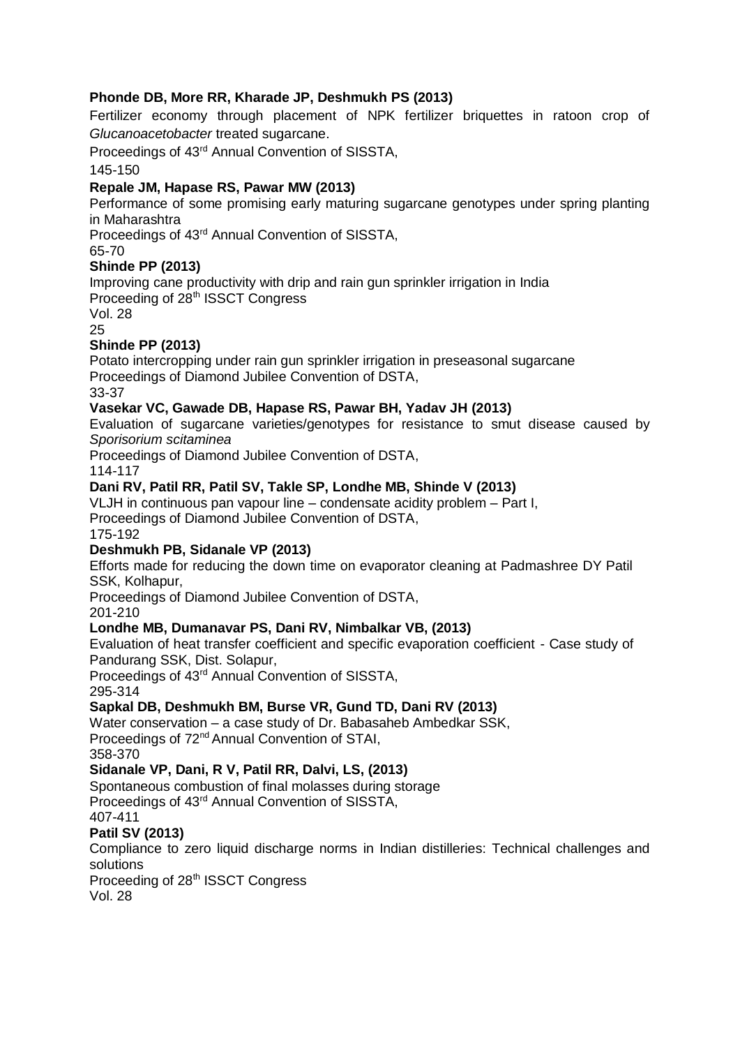**Phonde DB, More RR, Kharade JP, Deshmukh PS (2013)**

Fertilizer economy through placement of NPK fertilizer briquettes in ratoon crop of *Glucanoacetobacter* treated sugarcane.

Proceedings of 43rd Annual Convention of SISSTA,

145-150

**Repale JM, Hapase RS, Pawar MW (2013)**

Performance of some promising early maturing sugarcane genotypes under spring planting in Maharashtra

Proceedings of 43rd Annual Convention of SISSTA,

65-70

**Shinde PP (2013)**

Improving cane productivity with drip and rain gun sprinkler irrigation in India

Proceeding of 28th ISSCT Congress

Vol. 28

25

**Shinde PP (2013)**

Potato intercropping under rain gun sprinkler irrigation in preseasonal sugarcane

Proceedings of Diamond Jubilee Convention of DSTA,

33-37

**Vasekar VC, Gawade DB, Hapase RS, Pawar BH, Yadav JH (2013)**

Evaluation of sugarcane varieties/genotypes for resistance to smut disease caused by *Sporisorium scitaminea*

Proceedings of Diamond Jubilee Convention of DSTA,

114-117

**Dani RV, Patil RR, Patil SV, Takle SP, Londhe MB, Shinde V (2013)**

VLJH in continuous pan vapour line – condensate acidity problem – Part I,

Proceedings of Diamond Jubilee Convention of DSTA,

175-192

**Deshmukh PB, Sidanale VP (2013)**

Efforts made for reducing the down time on evaporator cleaning at Padmashree DY Patil SSK, Kolhapur,

Proceedings of Diamond Jubilee Convention of DSTA,

201-210

**Londhe MB, Dumanavar PS, Dani RV, Nimbalkar VB, (2013)**

Evaluation of heat transfer coefficient and specific evaporation coefficient - Case study of Pandurang SSK, Dist. Solapur,

Proceedings of 43rd Annual Convention of SISSTA,

295-314

**Sapkal DB, Deshmukh BM, Burse VR, Gund TD, Dani RV (2013)**

Water conservation – a case study of Dr. Babasaheb Ambedkar SSK,

Proceedings of 72nd Annual Convention of STAI,

358-370

**Sidanale VP, Dani, R V, Patil RR, Dalvi, LS, (2013)**

Spontaneous combustion of final molasses during storage

Proceedings of 43rd Annual Convention of SISSTA,

407-411

**Patil SV (2013)**

Compliance to zero liquid discharge norms in Indian distilleries: Technical challenges and solutions

Proceeding of 28th ISSCT Congress

Vol. 28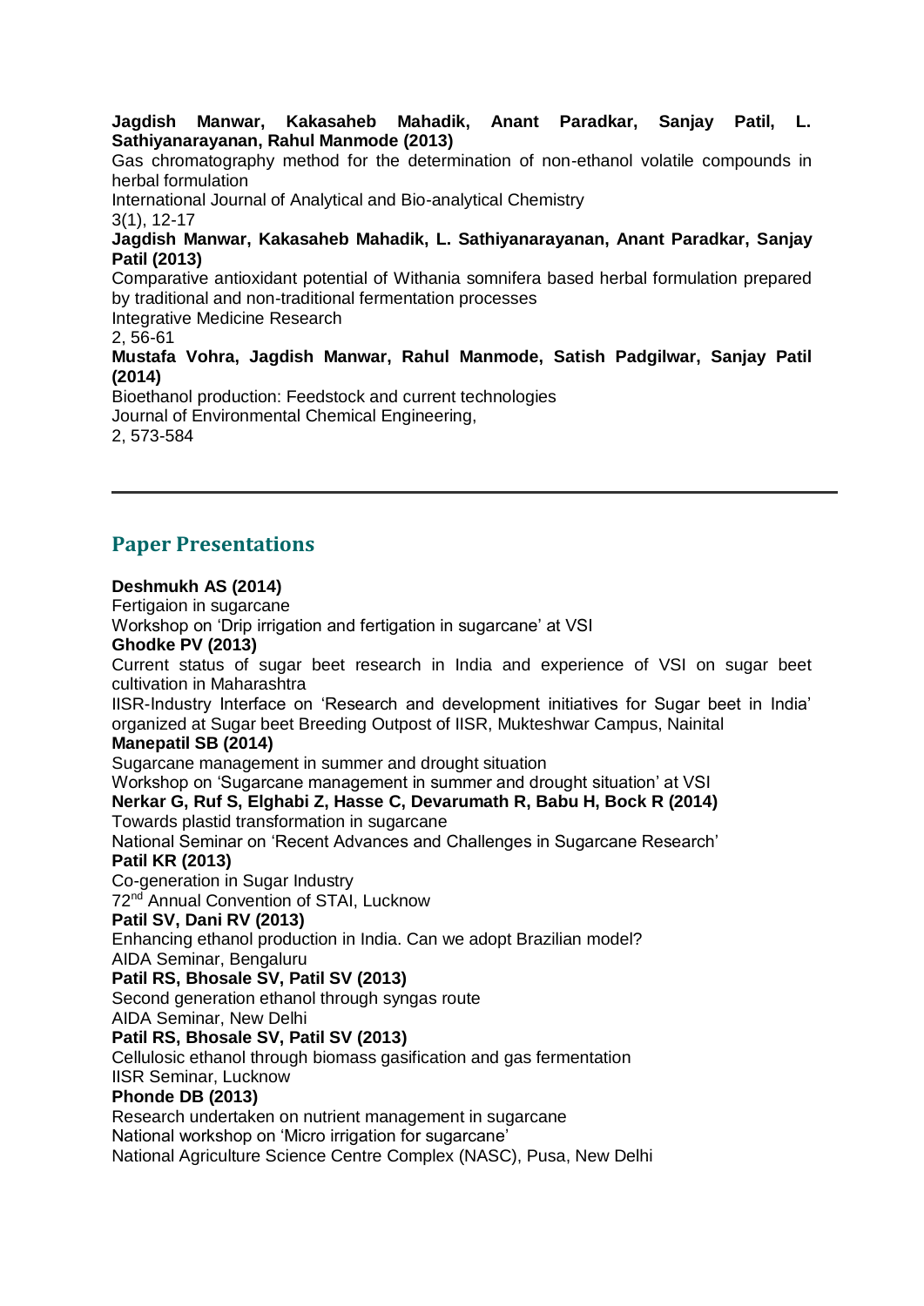**Jagdish Manwar, Kakasaheb Mahadik, Anant Paradkar, Sanjay Patil, L. Sathiyanarayanan, Rahul Manmode (2013)**
Gas chromatography method for the determination of non-ethanol volatile compounds in herbal formulation
International Journal of Analytical and Bio-analytical Chemistry
3(1), 12-17

**Jagdish Manwar, Kakasaheb Mahadik, L. Sathiyanarayanan, Anant Paradkar, Sanjay Patil (2013)**
Comparative antioxidant potential of Withania somnifera based herbal formulation prepared by traditional and non-traditional fermentation processes
Integrative Medicine Research
2, 56-61

**Mustafa Vohra, Jagdish Manwar, Rahul Manmode, Satish Padgilwar, Sanjay Patil (2014)**
Bioethanol production: Feedstock and current technologies
Journal of Environmental Chemical Engineering,
2, 573-584

---

## Paper Presentations

**Deshmukh AS (2014)**
Fertigaion in sugarcane
Workshop on 'Drip irrigation and fertigation in sugarcane' at VSI

**Ghodke PV (2013)**
Current status of sugar beet research in India and experience of VSI on sugar beet cultivation in Maharashtra
IISR-Industry Interface on 'Research and development initiatives for Sugar beet in India' organized at Sugar beet Breeding Outpost of IISR, Mukteshwar Campus, Nainital

**Manepatil SB (2014)**
Sugarcane management in summer and drought situation
Workshop on 'Sugarcane management in summer and drought situation' at VSI

**Nerkar G, Ruf S, Elghabi Z, Hasse C, Devarumath R, Babu H, Bock R (2014)**
Towards plastid transformation in sugarcane
National Seminar on 'Recent Advances and Challenges in Sugarcane Research'

**Patil KR (2013)**
Co-generation in Sugar Industry
72nd Annual Convention of STAI, Lucknow

**Patil SV, Dani RV (2013)**
Enhancing ethanol production in India. Can we adopt Brazilian model?
AIDA Seminar, Bengaluru

**Patil RS, Bhosale SV, Patil SV (2013)**
Second generation ethanol through syngas route
AIDA Seminar, New Delhi

**Patil RS, Bhosale SV, Patil SV (2013)**
Cellulosic ethanol through biomass gasification and gas fermentation
IISR Seminar, Lucknow

**Phonde DB (2013)**
Research undertaken on nutrient management in sugarcane
National workshop on 'Micro irrigation for sugarcane'
National Agriculture Science Centre Complex (NASC), Pusa, New Delhi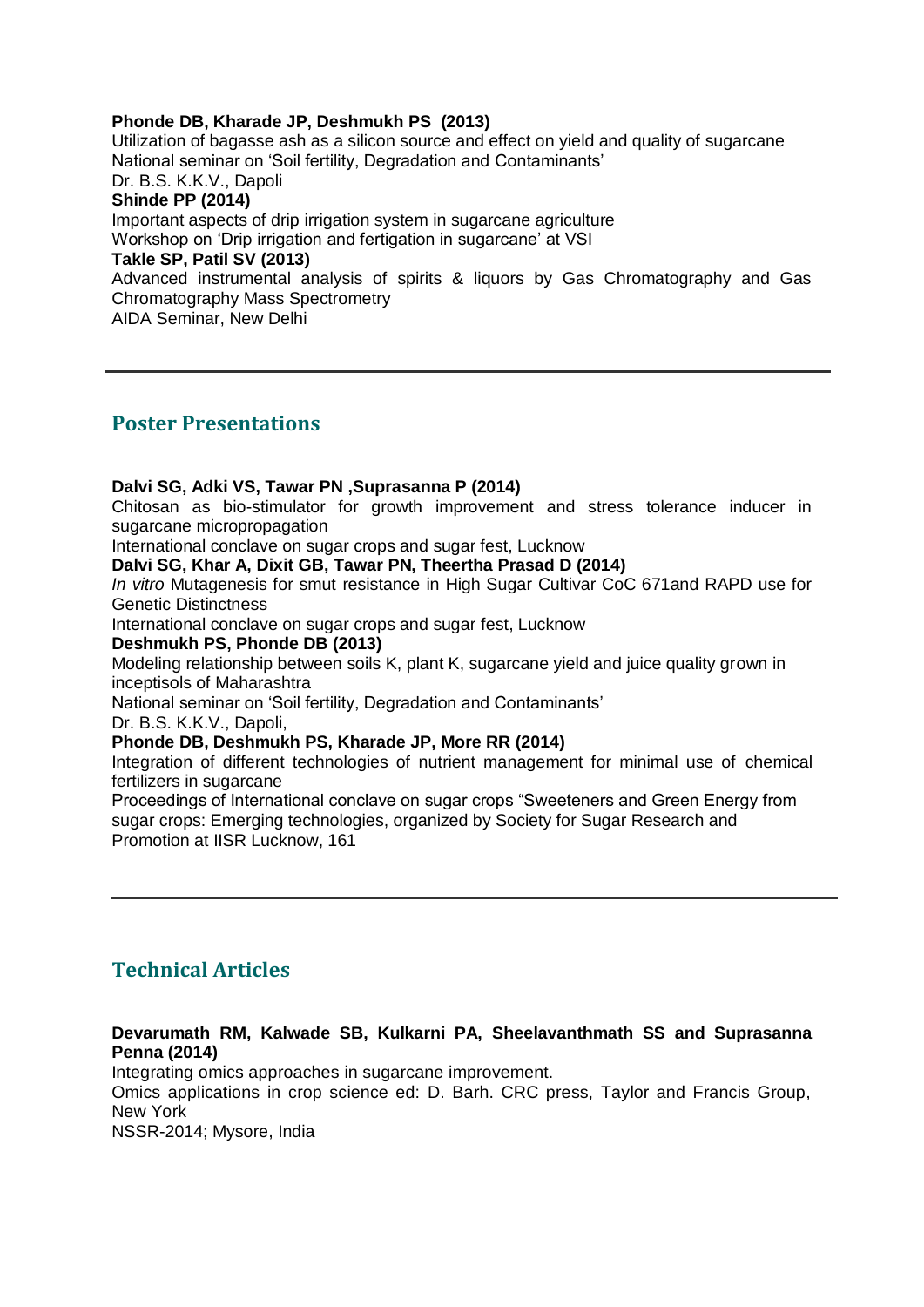**Phonde DB, Kharade JP, Deshmukh PS (2013)**
Utilization of bagasse ash as a silicon source and effect on yield and quality of sugarcane
National seminar on 'Soil fertility, Degradation and Contaminants'
Dr. B.S. K.K.V., Dapoli

**Shinde PP (2014)**
Important aspects of drip irrigation system in sugarcane agriculture
Workshop on 'Drip irrigation and fertigation in sugarcane' at VSI

**Takle SP, Patil SV (2013)**
Advanced instrumental analysis of spirits & liquors by Gas Chromatography and Gas Chromatography Mass Spectrometry
AIDA Seminar, New Delhi

---

## Poster Presentations

**Dalvi SG, Adki VS, Tawar PN ,Suprasanna P (2014)**
Chitosan as bio-stimulator for growth improvement and stress tolerance inducer in sugarcane micropropagation
International conclave on sugar crops and sugar fest, Lucknow

**Dalvi SG, Khar A, Dixit GB, Tawar PN, Theertha Prasad D (2014)**
*In vitro* Mutagenesis for smut resistance in High Sugar Cultivar CoC 671and RAPD use for Genetic Distinctness
International conclave on sugar crops and sugar fest, Lucknow

**Deshmukh PS, Phonde DB (2013)**
Modeling relationship between soils K, plant K, sugarcane yield and juice quality grown in inceptisols of Maharashtra
National seminar on 'Soil fertility, Degradation and Contaminants'
Dr. B.S. K.K.V., Dapoli,

**Phonde DB, Deshmukh PS, Kharade JP, More RR (2014)**
Integration of different technologies of nutrient management for minimal use of chemical fertilizers in sugarcane
Proceedings of International conclave on sugar crops "Sweeteners and Green Energy from sugar crops: Emerging technologies, organized by Society for Sugar Research and Promotion at IISR Lucknow, 161

---

## Technical Articles

**Devarumath RM, Kalwade SB, Kulkarni PA, Sheelavanthmath SS and Suprasanna Penna (2014)**
Integrating omics approaches in sugarcane improvement.
Omics applications in crop science ed: D. Barh. CRC press, Taylor and Francis Group, New York
NSSR-2014; Mysore, India